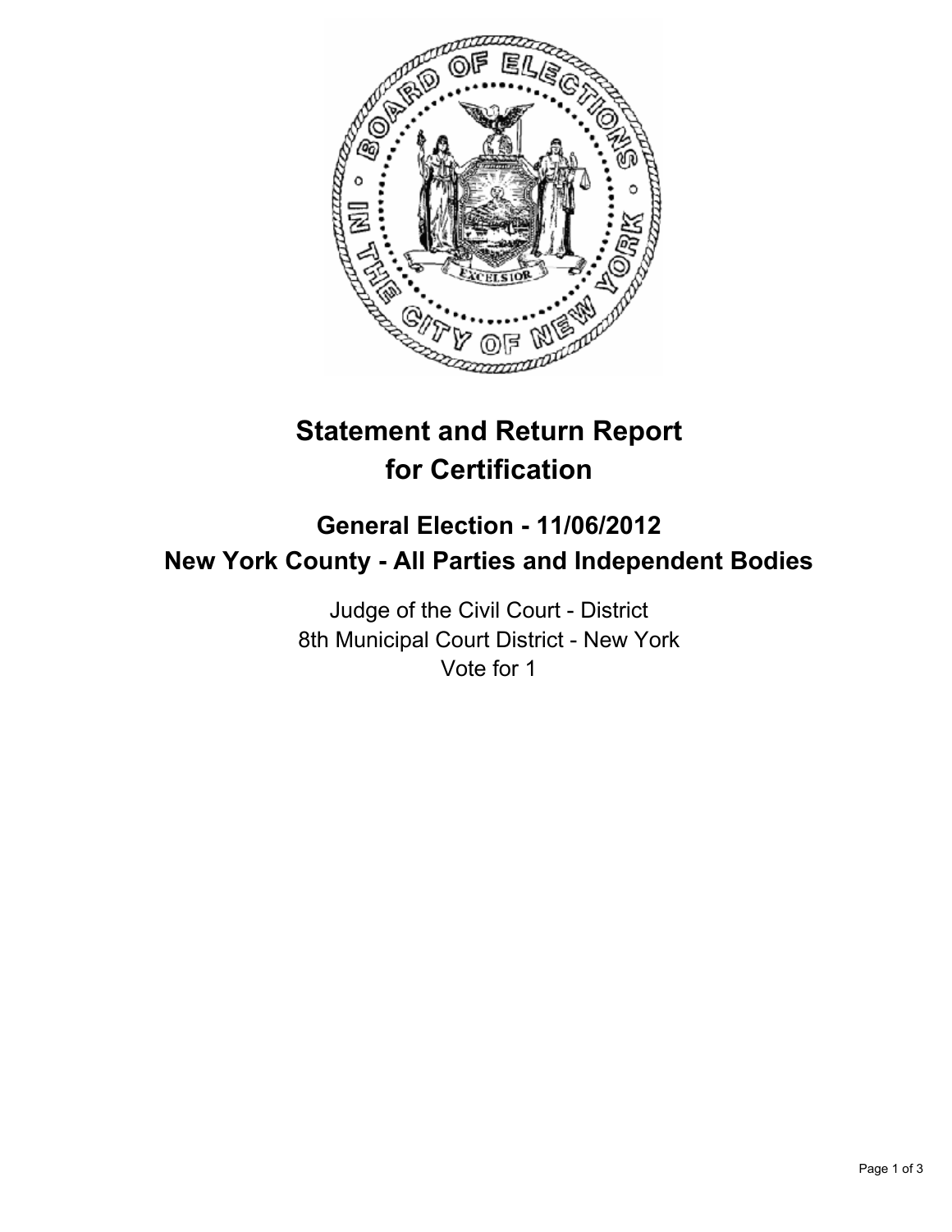# Statement and Return Report for Certification

## General Election - 11/06/2012
## New York County - All Parties and Independent Bodies

Judge of the Civil Court - District
8th Municipal Court District - New York
Vote for 1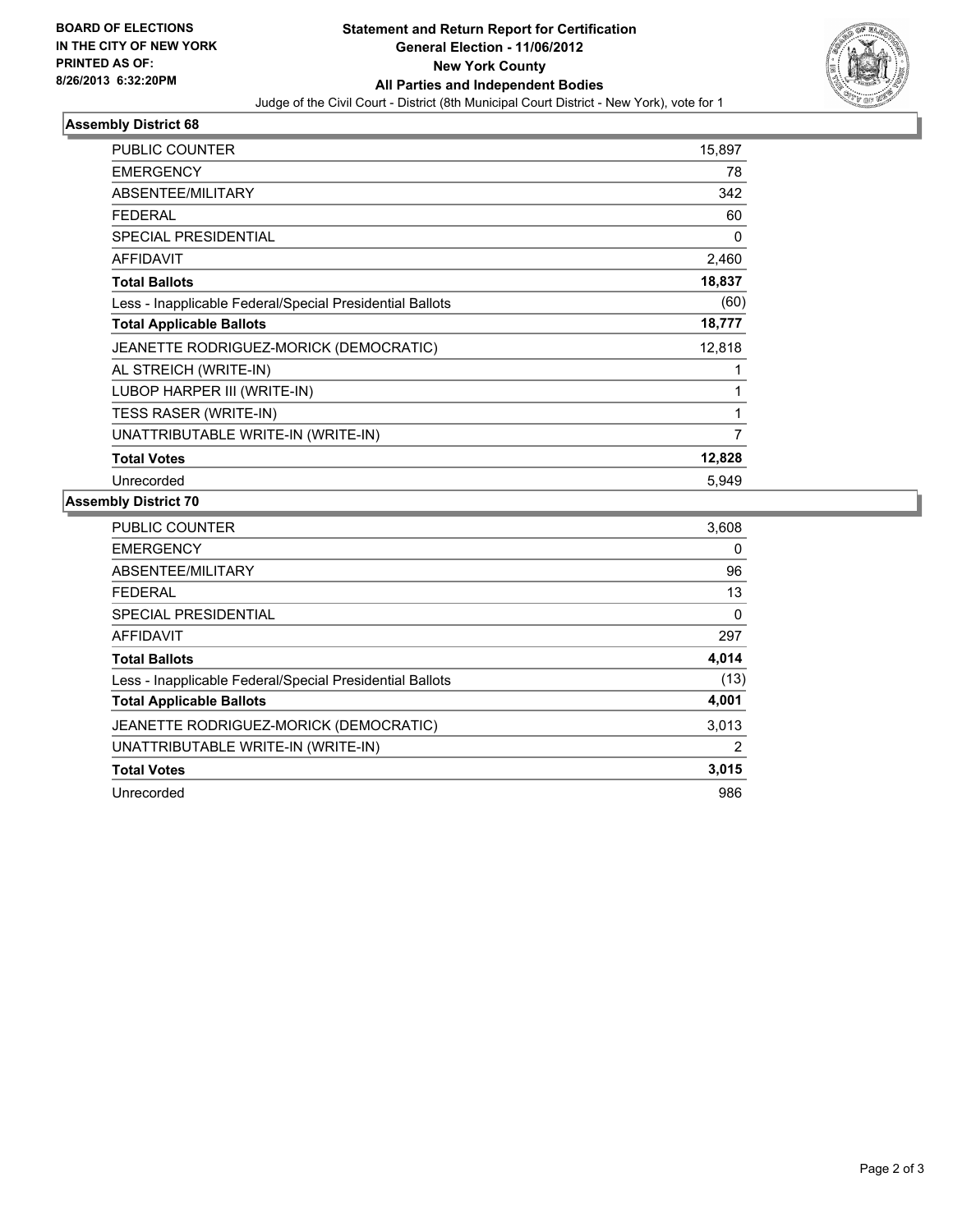BOARD OF ELECTIONS
IN THE CITY OF NEW YORK
PRINTED AS OF:
8/26/2013 6:32:20PM

**Statement and Return Report for Certification**
**General Election - 11/06/2012**
**New York County**
**All Parties and Independent Bodies**
Judge of the Civil Court - District (8th Municipal Court District - New York), vote for 1

### Assembly District 68

| | |
|---|---|
| PUBLIC COUNTER | 15,897 |
| EMERGENCY | 78 |
| ABSENTEE/MILITARY | 342 |
| FEDERAL | 60 |
| SPECIAL PRESIDENTIAL | 0 |
| AFFIDAVIT | 2,460 |
| **Total Ballots** | **18,837** |
| Less - Inapplicable Federal/Special Presidential Ballots | (60) |
| **Total Applicable Ballots** | **18,777** |
| JEANETTE RODRIGUEZ-MORICK (DEMOCRATIC) | 12,818 |
| AL STREICH (WRITE-IN) | 1 |
| LUBOP HARPER III (WRITE-IN) | 1 |
| TESS RASER (WRITE-IN) | 1 |
| UNATTRIBUTABLE WRITE-IN (WRITE-IN) | 7 |
| **Total Votes** | **12,828** |
| Unrecorded | 5,949 |

### Assembly District 70

| | |
|---|---|
| PUBLIC COUNTER | 3,608 |
| EMERGENCY | 0 |
| ABSENTEE/MILITARY | 96 |
| FEDERAL | 13 |
| SPECIAL PRESIDENTIAL | 0 |
| AFFIDAVIT | 297 |
| **Total Ballots** | **4,014** |
| Less - Inapplicable Federal/Special Presidential Ballots | (13) |
| **Total Applicable Ballots** | **4,001** |
| JEANETTE RODRIGUEZ-MORICK (DEMOCRATIC) | 3,013 |
| UNATTRIBUTABLE WRITE-IN (WRITE-IN) | 2 |
| **Total Votes** | **3,015** |
| Unrecorded | 986 |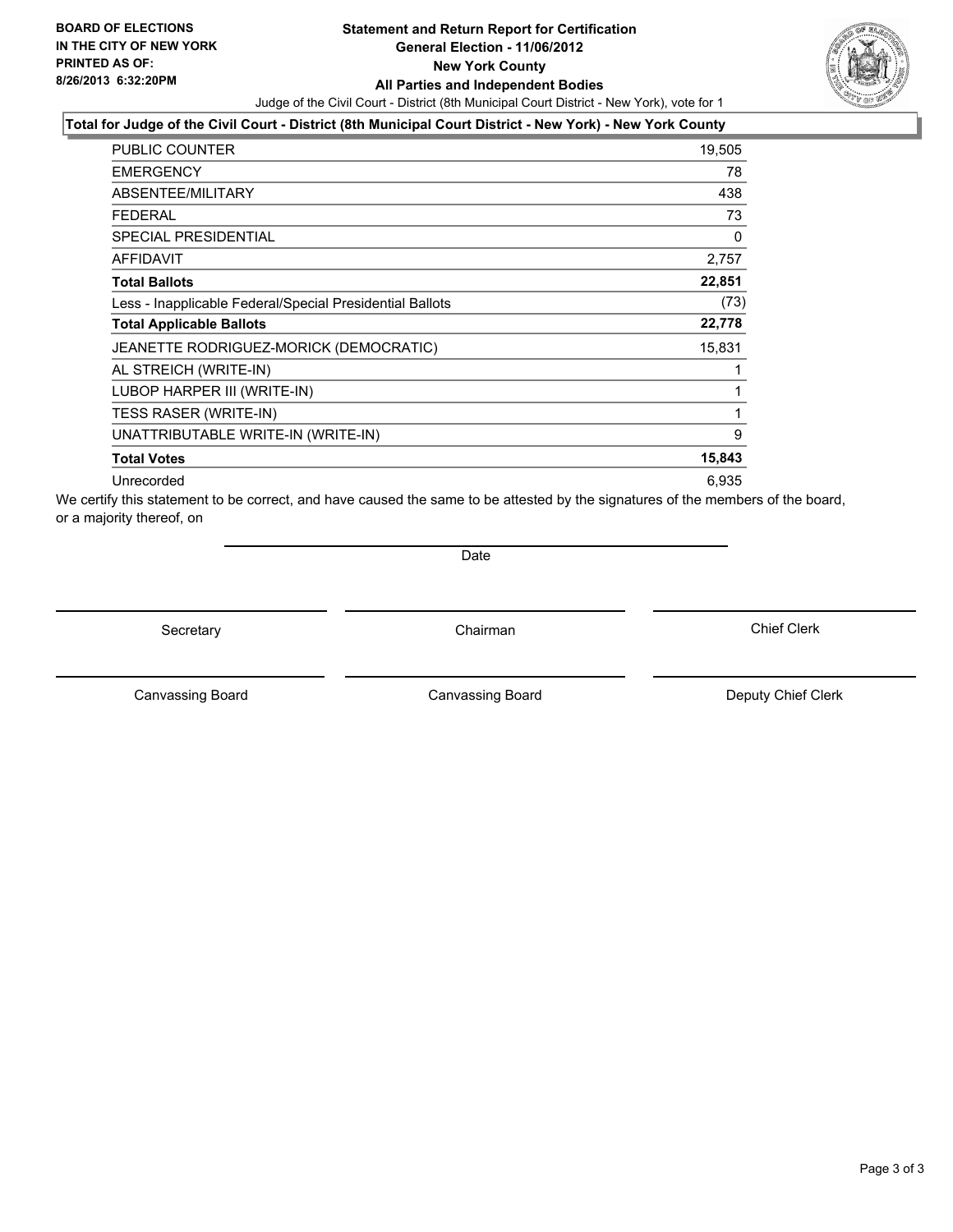**BOARD OF ELECTIONS IN THE CITY OF NEW YORK PRINTED AS OF: 8/26/2013 6:32:20PM**

# Statement and Return Report for Certification
## General Election - 11/06/2012
## New York County
## All Parties and Independent Bodies

Judge of the Civil Court - District (8th Municipal Court District - New York), vote for 1

**Total for Judge of the Civil Court - District (8th Municipal Court District - New York) - New York County**

| | |
|---|---|
| PUBLIC COUNTER | 19,505 |
| EMERGENCY | 78 |
| ABSENTEE/MILITARY | 438 |
| FEDERAL | 73 |
| SPECIAL PRESIDENTIAL | 0 |
| AFFIDAVIT | 2,757 |
| **Total Ballots** | **22,851** |
| Less - Inapplicable Federal/Special Presidential Ballots | (73) |
| **Total Applicable Ballots** | **22,778** |
| JEANETTE RODRIGUEZ-MORICK (DEMOCRATIC) | 15,831 |
| AL STREICH (WRITE-IN) | 1 |
| LUBOP HARPER III (WRITE-IN) | 1 |
| TESS RASER (WRITE-IN) | 1 |
| UNATTRIBUTABLE WRITE-IN (WRITE-IN) | 9 |
| **Total Votes** | **15,843** |
| Unrecorded | 6,935 |

We certify this statement to be correct, and have caused the same to be attested by the signatures of the members of the board, or a majority thereof, on

Date

Secretary

Chairman

Chief Clerk

Canvassing Board

Canvassing Board

Deputy Chief Clerk